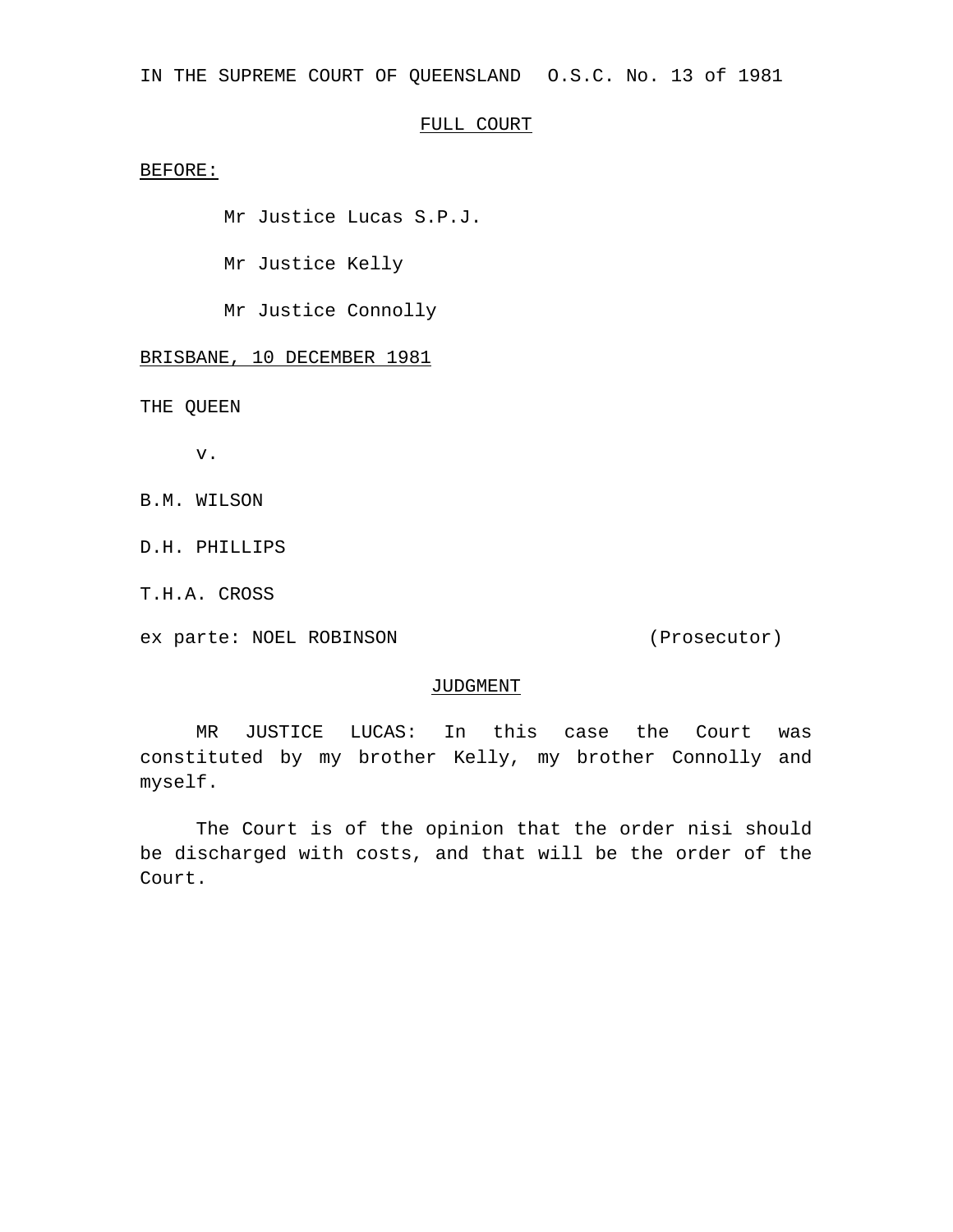IN THE SUPREME COURT OF QUEENSLAND  O.S.C. No. 13 of 1981

FULL COURT

BEFORE:

Mr Justice Lucas S.P.J.

Mr Justice Kelly

Mr Justice Connolly

BRISBANE, 10 DECEMBER 1981

THE QUEEN

v.

B.M. WILSON

D.H. PHILLIPS

T.H.A. CROSS

ex parte: NOEL ROBINSON (Prosecutor)

JUDGMENT

MR JUSTICE LUCAS: In this case the Court was constituted by my brother Kelly, my brother Connolly and myself.

The Court is of the opinion that the order nisi should be discharged with costs, and that will be the order of the Court.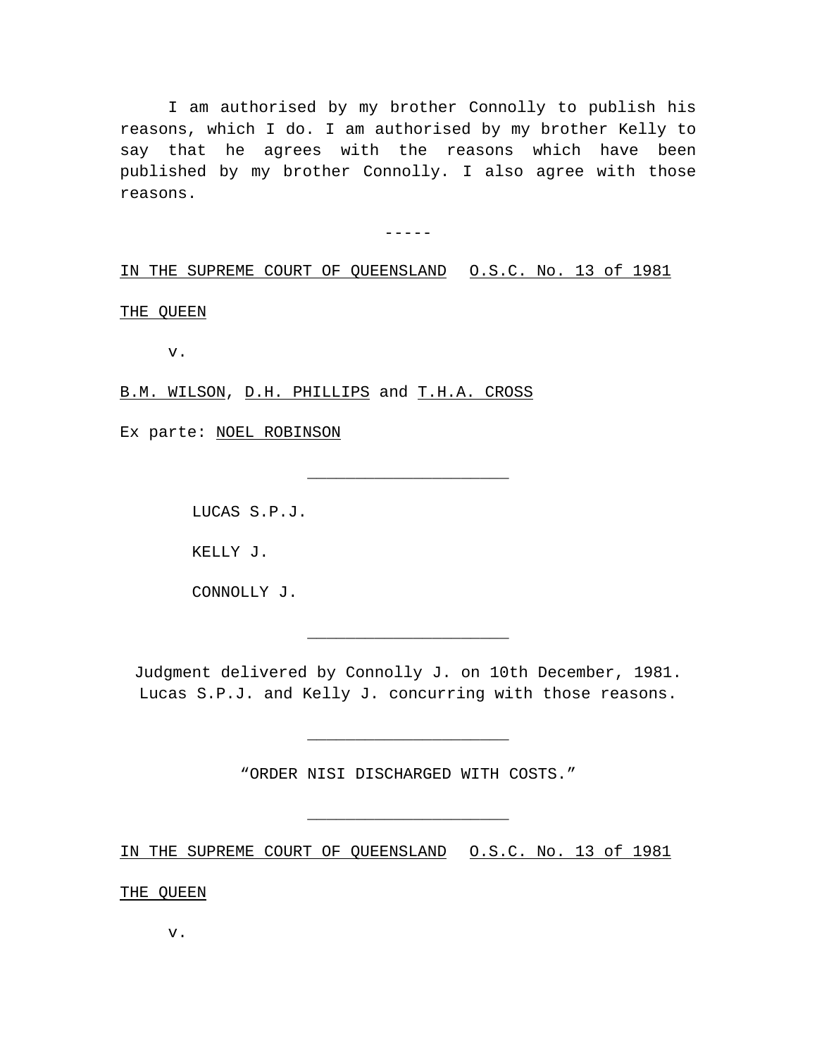I am authorised by my brother Connolly to publish his reasons, which I do. I am authorised by my brother Kelly to say that he agrees with the reasons which have been published by my brother Connolly. I also agree with those reasons.

-----

IN THE SUPREME COURT OF QUEENSLAND O.S.C. No. 13 of 1981

THE QUEEN

v.

B.M. WILSON, D.H. PHILLIPS and T.H.A. CROSS

Ex parte: NOEL ROBINSON

---

LUCAS S.P.J.

KELLY J.

CONNOLLY J.

---

Judgment delivered by Connolly J. on 10th December, 1981. Lucas S.P.J. and Kelly J. concurring with those reasons.

---

"ORDER NISI DISCHARGED WITH COSTS."

---

IN THE SUPREME COURT OF QUEENSLAND O.S.C. No. 13 of 1981

THE QUEEN

v.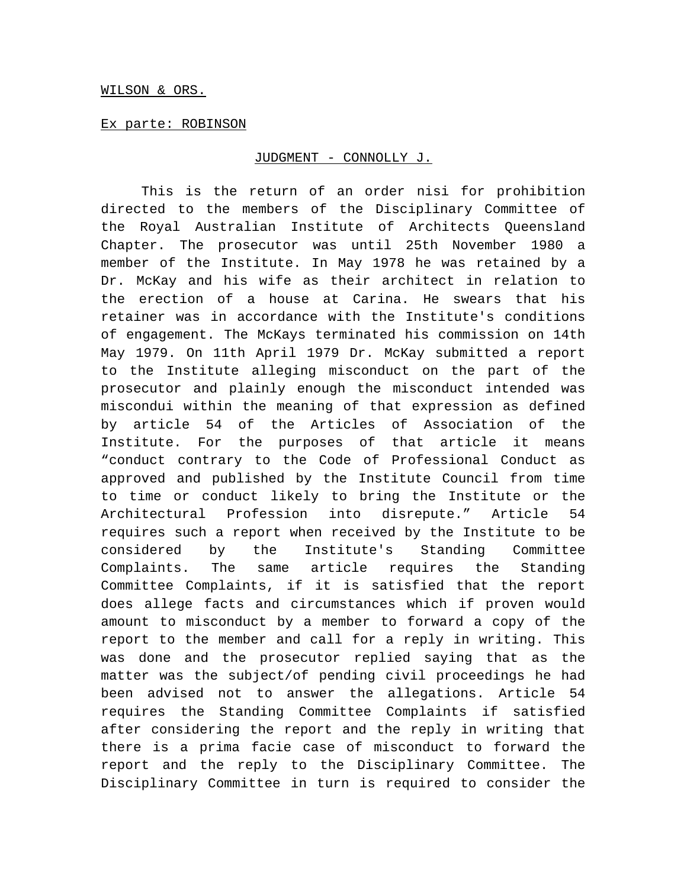WILSON & ORS.

Ex parte: ROBINSON

JUDGMENT - CONNOLLY J.

This is the return of an order nisi for prohibition directed to the members of the Disciplinary Committee of the Royal Australian Institute of Architects Queensland Chapter. The prosecutor was until 25th November 1980 a member of the Institute. In May 1978 he was retained by a Dr. McKay and his wife as their architect in relation to the erection of a house at Carina. He swears that his retainer was in accordance with the Institute's conditions of engagement. The McKays terminated his commission on 14th May 1979. On 11th April 1979 Dr. McKay submitted a report to the Institute alleging misconduct on the part of the prosecutor and plainly enough the misconduct intended was miscondui within the meaning of that expression as defined by article 54 of the Articles of Association of the Institute. For the purposes of that article it means "conduct contrary to the Code of Professional Conduct as approved and published by the Institute Council from time to time or conduct likely to bring the Institute or the Architectural Profession into disrepute." Article 54 requires such a report when received by the Institute to be considered by the Institute's Standing Committee Complaints. The same article requires the Standing Committee Complaints, if it is satisfied that the report does allege facts and circumstances which if proven would amount to misconduct by a member to forward a copy of the report to the member and call for a reply in writing. This was done and the prosecutor replied saying that as the matter was the subject/of pending civil proceedings he had been advised not to answer the allegations. Article 54 requires the Standing Committee Complaints if satisfied after considering the report and the reply in writing that there is a prima facie case of misconduct to forward the report and the reply to the Disciplinary Committee. The Disciplinary Committee in turn is required to consider the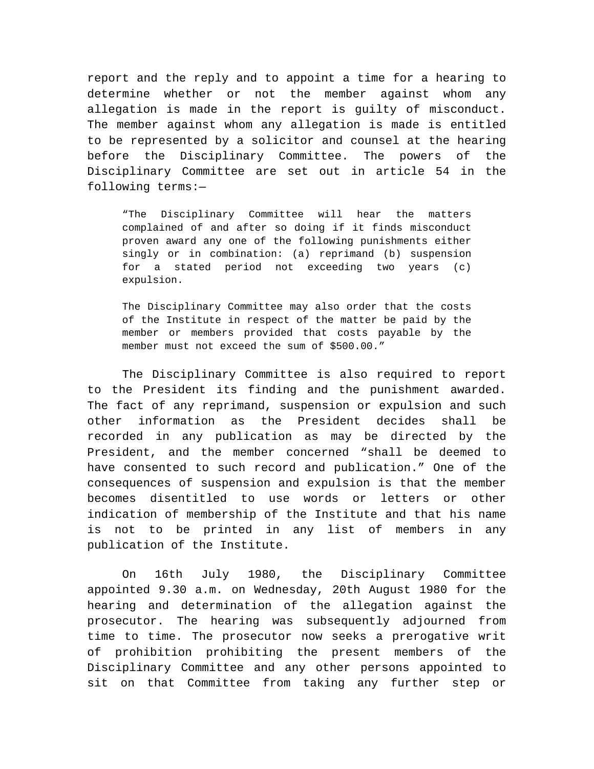report and the reply and to appoint a time for a hearing to determine whether or not the member against whom any allegation is made in the report is guilty of misconduct. The member against whom any allegation is made is entitled to be represented by a solicitor and counsel at the hearing before the Disciplinary Committee. The powers of the Disciplinary Committee are set out in article 54 in the following terms:—

> "The Disciplinary Committee will hear the matters complained of and after so doing if it finds misconduct proven award any one of the following punishments either singly or in combination: (a) reprimand (b) suspension for a stated period not exceeding two years (c) expulsion.
>
> The Disciplinary Committee may also order that the costs of the Institute in respect of the matter be paid by the member or members provided that costs payable by the member must not exceed the sum of $500.00."

The Disciplinary Committee is also required to report to the President its finding and the punishment awarded. The fact of any reprimand, suspension or expulsion and such other information as the President decides shall be recorded in any publication as may be directed by the President, and the member concerned "shall be deemed to have consented to such record and publication." One of the consequences of suspension and expulsion is that the member becomes disentitled to use words or letters or other indication of membership of the Institute and that his name is not to be printed in any list of members in any publication of the Institute.

On 16th July 1980, the Disciplinary Committee appointed 9.30 a.m. on Wednesday, 20th August 1980 for the hearing and determination of the allegation against the prosecutor. The hearing was subsequently adjourned from time to time. The prosecutor now seeks a prerogative writ of prohibition prohibiting the present members of the Disciplinary Committee and any other persons appointed to sit on that Committee from taking any further step or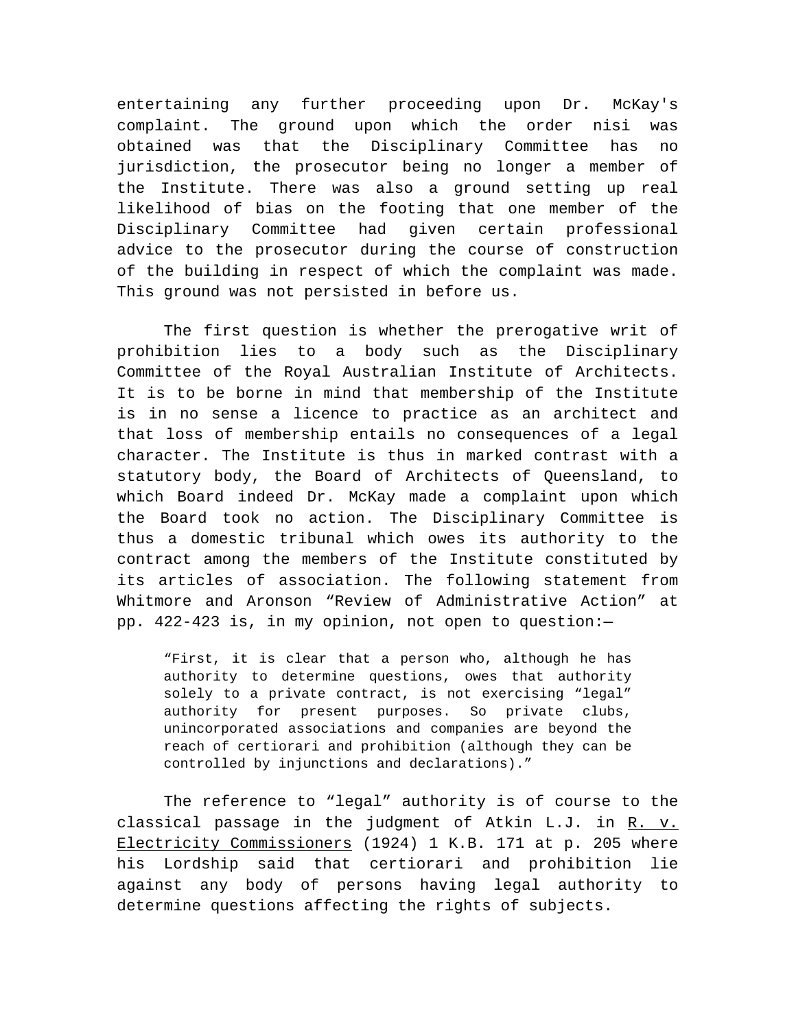entertaining any further proceeding upon Dr. McKay's complaint. The ground upon which the order nisi was obtained was that the Disciplinary Committee has no jurisdiction, the prosecutor being no longer a member of the Institute. There was also a ground setting up real likelihood of bias on the footing that one member of the Disciplinary Committee had given certain professional advice to the prosecutor during the course of construction of the building in respect of which the complaint was made. This ground was not persisted in before us.

The first question is whether the prerogative writ of prohibition lies to a body such as the Disciplinary Committee of the Royal Australian Institute of Architects. It is to be borne in mind that membership of the Institute is in no sense a licence to practice as an architect and that loss of membership entails no consequences of a legal character. The Institute is thus in marked contrast with a statutory body, the Board of Architects of Queensland, to which Board indeed Dr. McKay made a complaint upon which the Board took no action. The Disciplinary Committee is thus a domestic tribunal which owes its authority to the contract among the members of the Institute constituted by its articles of association. The following statement from Whitmore and Aronson "Review of Administrative Action" at pp. 422-423 is, in my opinion, not open to question:—

> "First, it is clear that a person who, although he has authority to determine questions, owes that authority solely to a private contract, is not exercising "legal" authority for present purposes. So private clubs, unincorporated associations and companies are beyond the reach of certiorari and prohibition (although they can be controlled by injunctions and declarations)."

The reference to "legal" authority is of course to the classical passage in the judgment of Atkin L.J. in <u>R. v. Electricity Commissioners</u> (1924) 1 K.B. 171 at p. 205 where his Lordship said that certiorari and prohibition lie against any body of persons having legal authority to determine questions affecting the rights of subjects.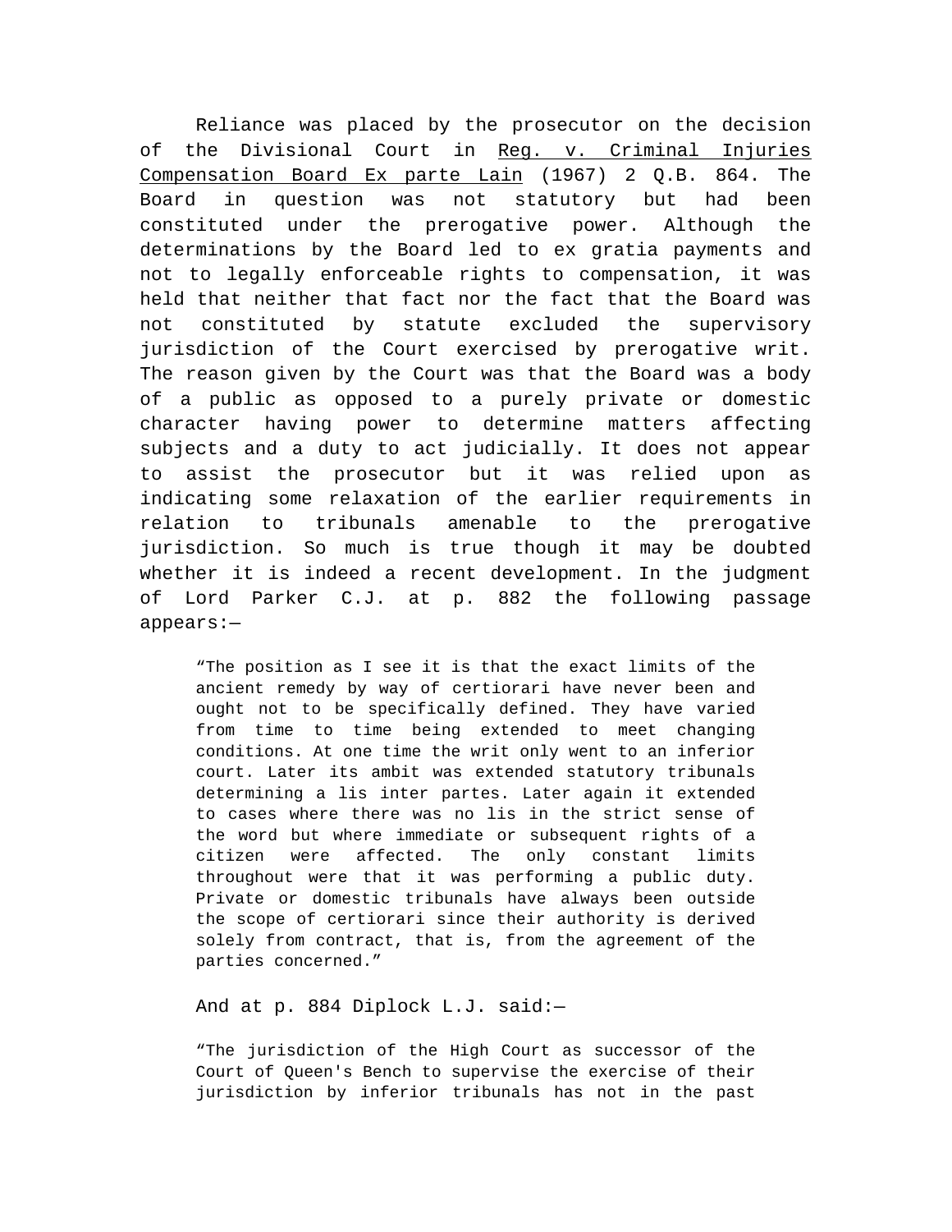Reliance was placed by the prosecutor on the decision of the Divisional Court in Reg. v. Criminal Injuries Compensation Board Ex parte Lain (1967) 2 Q.B. 864. The Board in question was not statutory but had been constituted under the prerogative power. Although the determinations by the Board led to ex gratia payments and not to legally enforceable rights to compensation, it was held that neither that fact nor the fact that the Board was not constituted by statute excluded the supervisory jurisdiction of the Court exercised by prerogative writ. The reason given by the Court was that the Board was a body of a public as opposed to a purely private or domestic character having power to determine matters affecting subjects and a duty to act judicially. It does not appear to assist the prosecutor but it was relied upon as indicating some relaxation of the earlier requirements in relation to tribunals amenable to the prerogative jurisdiction. So much is true though it may be doubted whether it is indeed a recent development. In the judgment of Lord Parker C.J. at p. 882 the following passage appears:—

> "The position as I see it is that the exact limits of the ancient remedy by way of certiorari have never been and ought not to be specifically defined. They have varied from time to time being extended to meet changing conditions. At one time the writ only went to an inferior court. Later its ambit was extended statutory tribunals determining a lis inter partes. Later again it extended to cases where there was no lis in the strict sense of the word but where immediate or subsequent rights of a citizen were affected. The only constant limits throughout were that it was performing a public duty. Private or domestic tribunals have always been outside the scope of certiorari since their authority is derived solely from contract, that is, from the agreement of the parties concerned."

And at p. 884 Diplock L.J. said:—

> "The jurisdiction of the High Court as successor of the Court of Queen's Bench to supervise the exercise of their jurisdiction by inferior tribunals has not in the past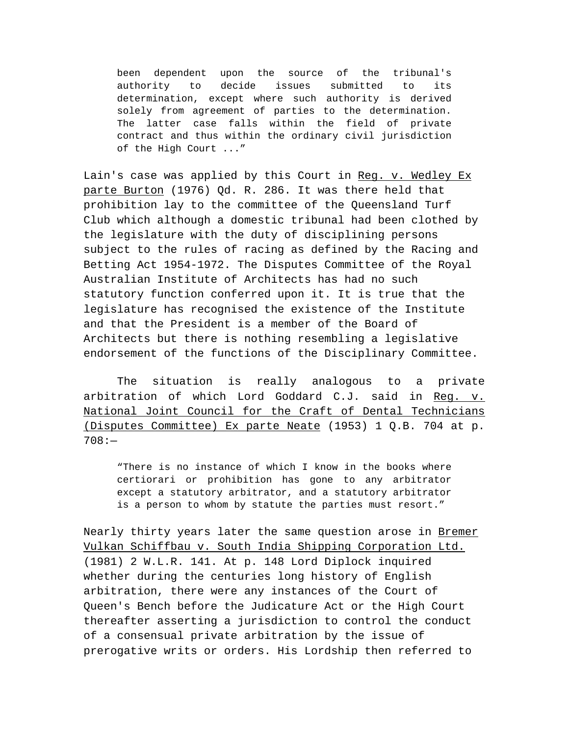> been dependent upon the source of the tribunal's authority to decide issues submitted to its determination, except where such authority is derived solely from agreement of parties to the determination. The latter case falls within the field of private contract and thus within the ordinary civil jurisdiction of the High Court ..."

Lain's case was applied by this Court in Reg. v. Wedley Ex parte Burton (1976) Qd. R. 286. It was there held that prohibition lay to the committee of the Queensland Turf Club which although a domestic tribunal had been clothed by the legislature with the duty of disciplining persons subject to the rules of racing as defined by the Racing and Betting Act 1954-1972. The Disputes Committee of the Royal Australian Institute of Architects has had no such statutory function conferred upon it. It is true that the legislature has recognised the existence of the Institute and that the President is a member of the Board of Architects but there is nothing resembling a legislative endorsement of the functions of the Disciplinary Committee.

The situation is really analogous to a private arbitration of which Lord Goddard C.J. said in Reg. v. National Joint Council for the Craft of Dental Technicians (Disputes Committee) Ex parte Neate (1953) 1 Q.B. 704 at p. 708:—

> "There is no instance of which I know in the books where certiorari or prohibition has gone to any arbitrator except a statutory arbitrator, and a statutory arbitrator is a person to whom by statute the parties must resort."

Nearly thirty years later the same question arose in Bremer Vulkan Schiffbau v. South India Shipping Corporation Ltd. (1981) 2 W.L.R. 141. At p. 148 Lord Diplock inquired whether during the centuries long history of English arbitration, there were any instances of the Court of Queen's Bench before the Judicature Act or the High Court thereafter asserting a jurisdiction to control the conduct of a consensual private arbitration by the issue of prerogative writs or orders. His Lordship then referred to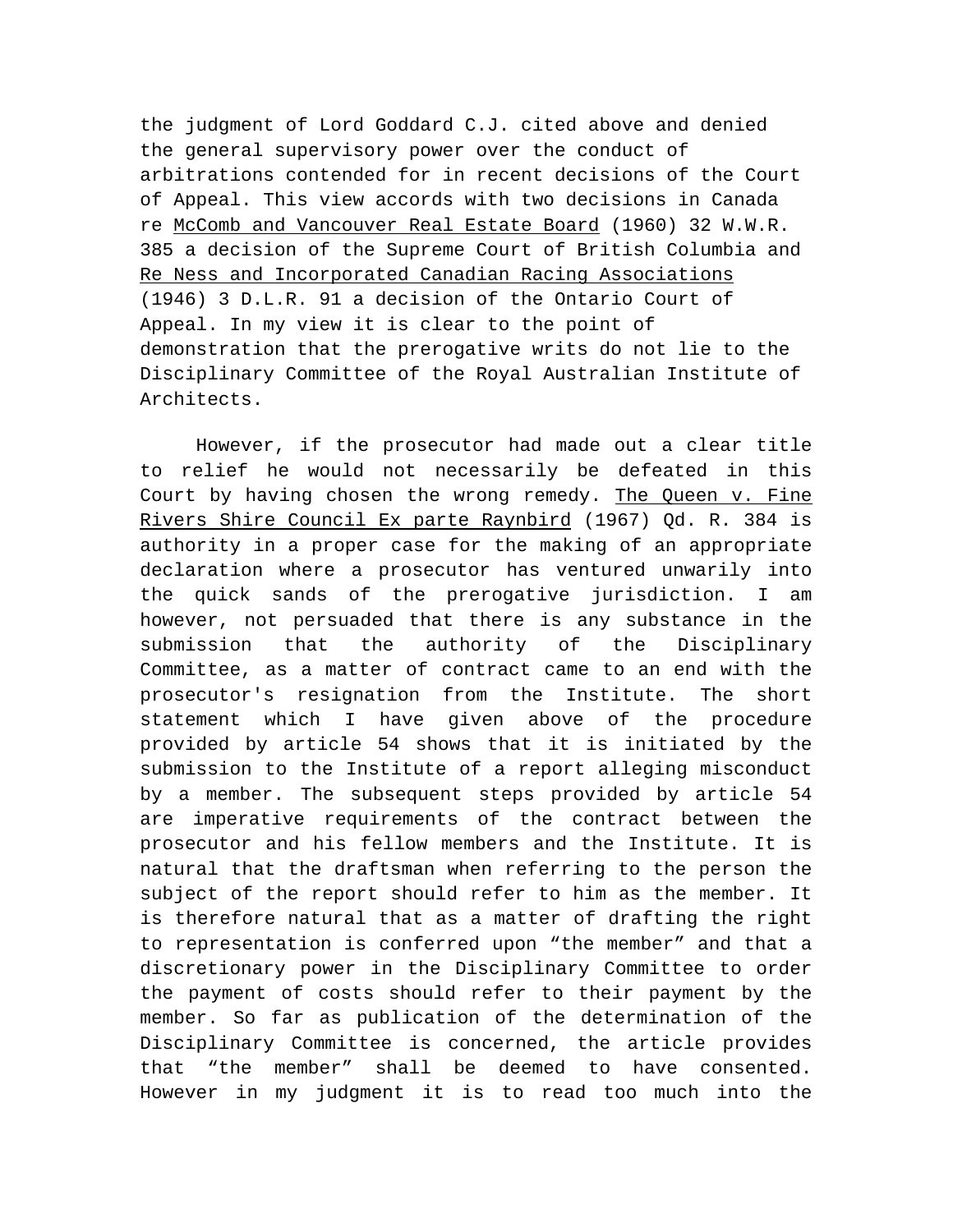the judgment of Lord Goddard C.J. cited above and denied the general supervisory power over the conduct of arbitrations contended for in recent decisions of the Court of Appeal. This view accords with two decisions in Canada re McComb and Vancouver Real Estate Board (1960) 32 W.W.R. 385 a decision of the Supreme Court of British Columbia and Re Ness and Incorporated Canadian Racing Associations (1946) 3 D.L.R. 91 a decision of the Ontario Court of Appeal. In my view it is clear to the point of demonstration that the prerogative writs do not lie to the Disciplinary Committee of the Royal Australian Institute of Architects.

However, if the prosecutor had made out a clear title to relief he would not necessarily be defeated in this Court by having chosen the wrong remedy. The Queen v. Fine Rivers Shire Council Ex parte Raynbird (1967) Qd. R. 384 is authority in a proper case for the making of an appropriate declaration where a prosecutor has ventured unwarily into the quick sands of the prerogative jurisdiction. I am however, not persuaded that there is any substance in the submission that the authority of the Disciplinary Committee, as a matter of contract came to an end with the prosecutor's resignation from the Institute. The short statement which I have given above of the procedure provided by article 54 shows that it is initiated by the submission to the Institute of a report alleging misconduct by a member. The subsequent steps provided by article 54 are imperative requirements of the contract between the prosecutor and his fellow members and the Institute. It is natural that the draftsman when referring to the person the subject of the report should refer to him as the member. It is therefore natural that as a matter of drafting the right to representation is conferred upon “the member” and that a discretionary power in the Disciplinary Committee to order the payment of costs should refer to their payment by the member. So far as publication of the determination of the Disciplinary Committee is concerned, the article provides that “the member” shall be deemed to have consented. However in my judgment it is to read too much into the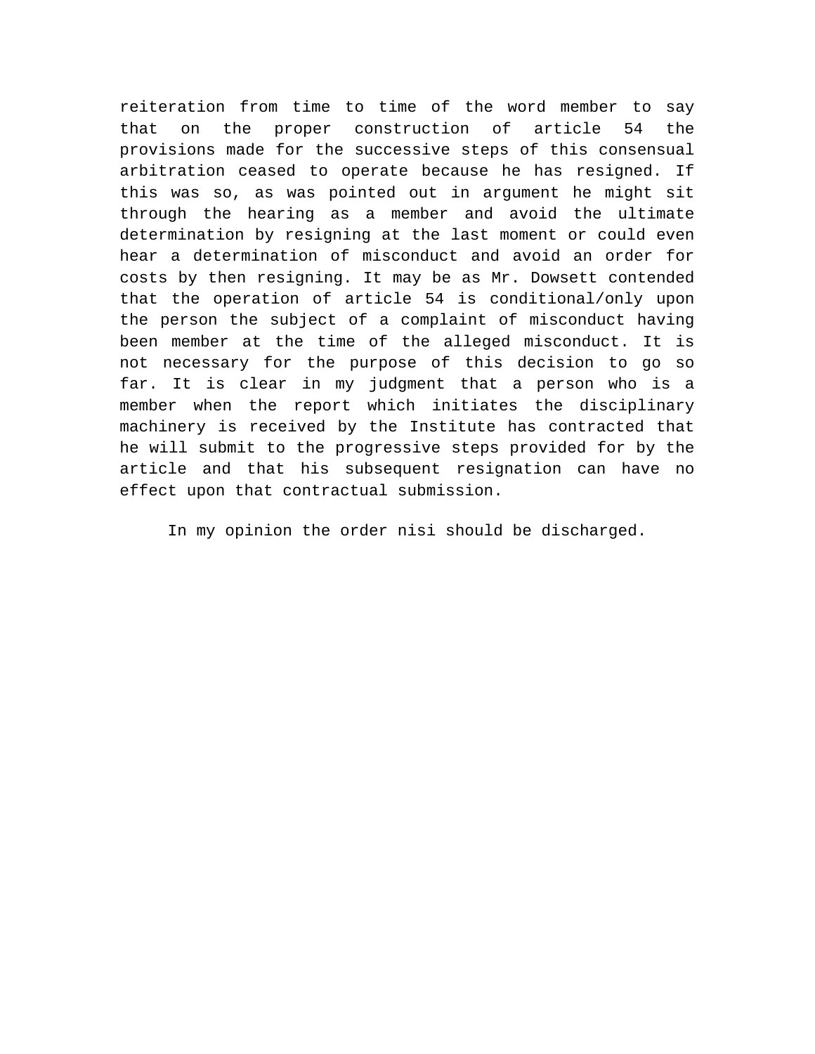reiteration from time to time of the word member to say that on the proper construction of article 54 the provisions made for the successive steps of this consensual arbitration ceased to operate because he has resigned. If this was so, as was pointed out in argument he might sit through the hearing as a member and avoid the ultimate determination by resigning at the last moment or could even hear a determination of misconduct and avoid an order for costs by then resigning. It may be as Mr. Dowsett contended that the operation of article 54 is conditional/only upon the person the subject of a complaint of misconduct having been member at the time of the alleged misconduct. It is not necessary for the purpose of this decision to go so far. It is clear in my judgment that a person who is a member when the report which initiates the disciplinary machinery is received by the Institute has contracted that he will submit to the progressive steps provided for by the article and that his subsequent resignation can have no effect upon that contractual submission.

In my opinion the order nisi should be discharged.